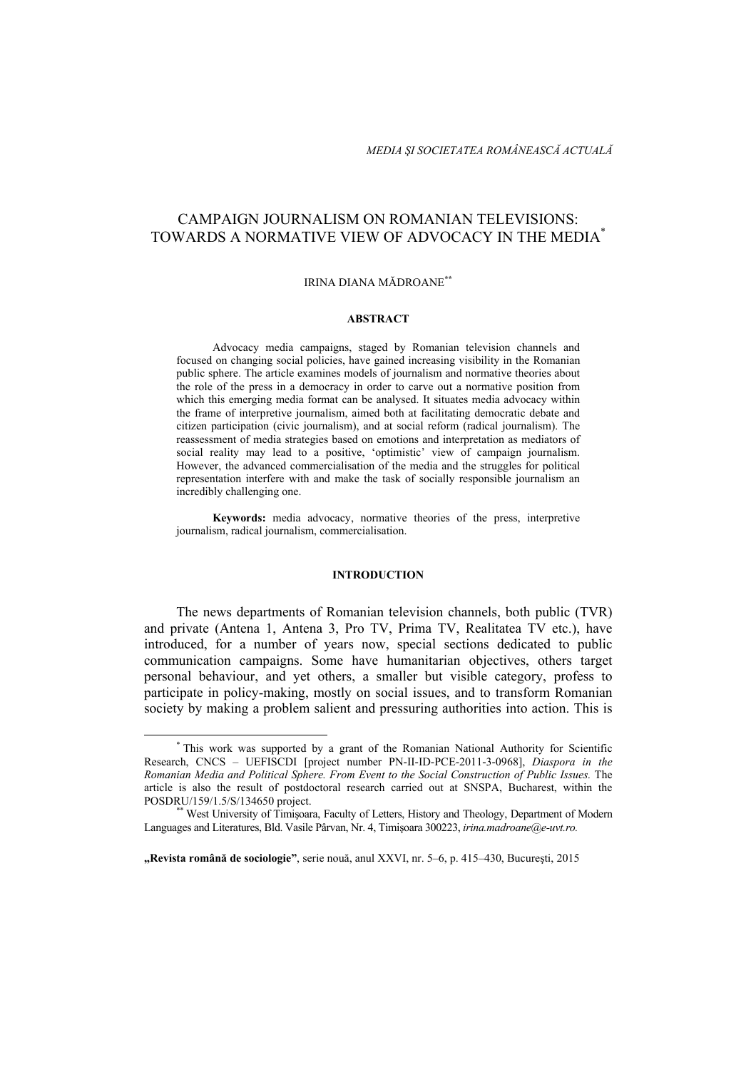# CAMPAIGN JOURNALISM ON ROMANIAN TELEVISIONS: TOWARDS A NORMATIVE VIEW OF ADVOCACY IN THE MEDIA[*]

IRINA DIANA MĂDROANE[**]

**ABSTRACT**

Advocacy media campaigns, staged by Romanian television channels and focused on changing social policies, have gained increasing visibility in the Romanian public sphere. The article examines models of journalism and normative theories about the role of the press in a democracy in order to carve out a normative position from which this emerging media format can be analysed. It situates media advocacy within the frame of interpretive journalism, aimed both at facilitating democratic debate and citizen participation (civic journalism), and at social reform (radical journalism). The reassessment of media strategies based on emotions and interpretation as mediators of social reality may lead to a positive, 'optimistic' view of campaign journalism. However, the advanced commercialisation of the media and the struggles for political representation interfere with and make the task of socially responsible journalism an incredibly challenging one.

**Keywords:** media advocacy, normative theories of the press, interpretive journalism, radical journalism, commercialisation.

## INTRODUCTION

The news departments of Romanian television channels, both public (TVR) and private (Antena 1, Antena 3, Pro TV, Prima TV, Realitatea TV etc.), have introduced, for a number of years now, special sections dedicated to public communication campaigns. Some have humanitarian objectives, others target personal behaviour, and yet others, a smaller but visible category, profess to participate in policy-making, mostly on social issues, and to transform Romanian society by making a problem salient and pressuring authorities into action. This is

---

[*] This work was supported by a grant of the Romanian National Authority for Scientific Research, CNCS – UEFISCDI [project number PN-II-ID-PCE-2011-3-0968], *Diaspora in the Romanian Media and Political Sphere. From Event to the Social Construction of Public Issues.* The article is also the result of postdoctoral research carried out at SNSPA, Bucharest, within the POSDRU/159/1.5/S/134650 project.

[**] West University of Timişoara, Faculty of Letters, History and Theology, Department of Modern Languages and Literatures, Bld. Vasile Pârvan, Nr. 4, Timişoara 300223, *irina.madroane@e-uvt.ro.*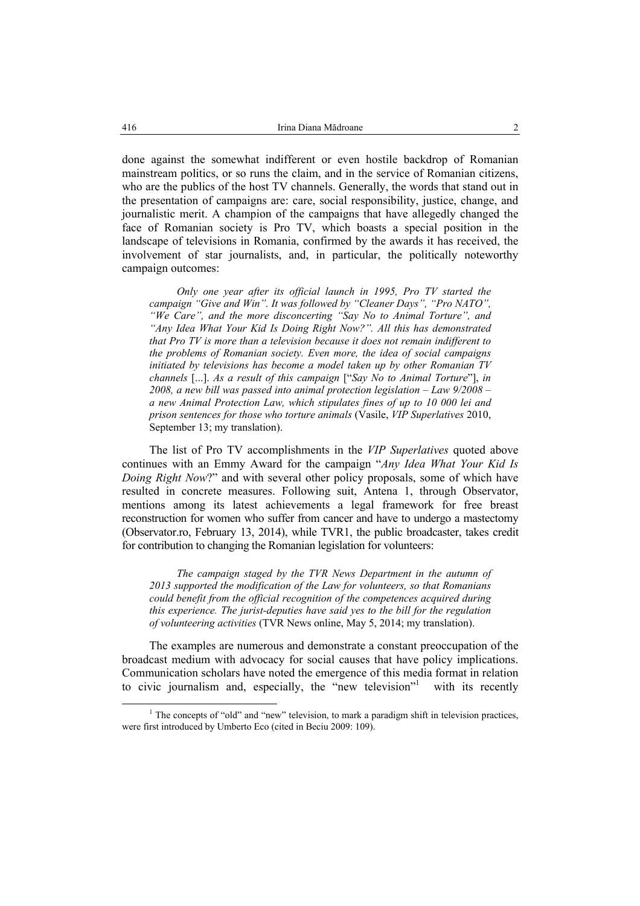done against the somewhat indifferent or even hostile backdrop of Romanian mainstream politics, or so runs the claim, and in the service of Romanian citizens, who are the publics of the host TV channels. Generally, the words that stand out in the presentation of campaigns are: care, social responsibility, justice, change, and journalistic merit. A champion of the campaigns that have allegedly changed the face of Romanian society is Pro TV, which boasts a special position in the landscape of televisions in Romania, confirmed by the awards it has received, the involvement of star journalists, and, in particular, the politically noteworthy campaign outcomes:

> *Only one year after its official launch in 1995, Pro TV started the campaign "Give and Win". It was followed by "Cleaner Days", "Pro NATO", "We Care", and the more disconcerting "Say No to Animal Torture", and "Any Idea What Your Kid Is Doing Right Now?". All this has demonstrated that Pro TV is more than a television because it does not remain indifferent to the problems of Romanian society. Even more, the idea of social campaigns initiated by televisions has become a model taken up by other Romanian TV channels* [...]. *As a result of this campaign* ["*Say No to Animal Torture*"], *in 2008, a new bill was passed into animal protection legislation – Law 9/2008 – a new Animal Protection Law, which stipulates fines of up to 10 000 lei and prison sentences for those who torture animals* (Vasile, *VIP Superlatives* 2010, September 13; my translation).

The list of Pro TV accomplishments in the *VIP Superlatives* quoted above continues with an Emmy Award for the campaign "*Any Idea What Your Kid Is Doing Right Now*?" and with several other policy proposals, some of which have resulted in concrete measures. Following suit, Antena 1, through Observator, mentions among its latest achievements a legal framework for free breast reconstruction for women who suffer from cancer and have to undergo a mastectomy (Observator.ro, February 13, 2014), while TVR1, the public broadcaster, takes credit for contribution to changing the Romanian legislation for volunteers:

> *The campaign staged by the TVR News Department in the autumn of 2013 supported the modification of the Law for volunteers, so that Romanians could benefit from the official recognition of the competences acquired during this experience. The jurist-deputies have said yes to the bill for the regulation of volunteering activities* (TVR News online, May 5, 2014; my translation).

The examples are numerous and demonstrate a constant preoccupation of the broadcast medium with advocacy for social causes that have policy implications. Communication scholars have noted the emergence of this media format in relation to civic journalism and, especially, the "new television"[1] with its recently

[1] The concepts of "old" and "new" television, to mark a paradigm shift in television practices, were first introduced by Umberto Eco (cited in Beciu 2009: 109).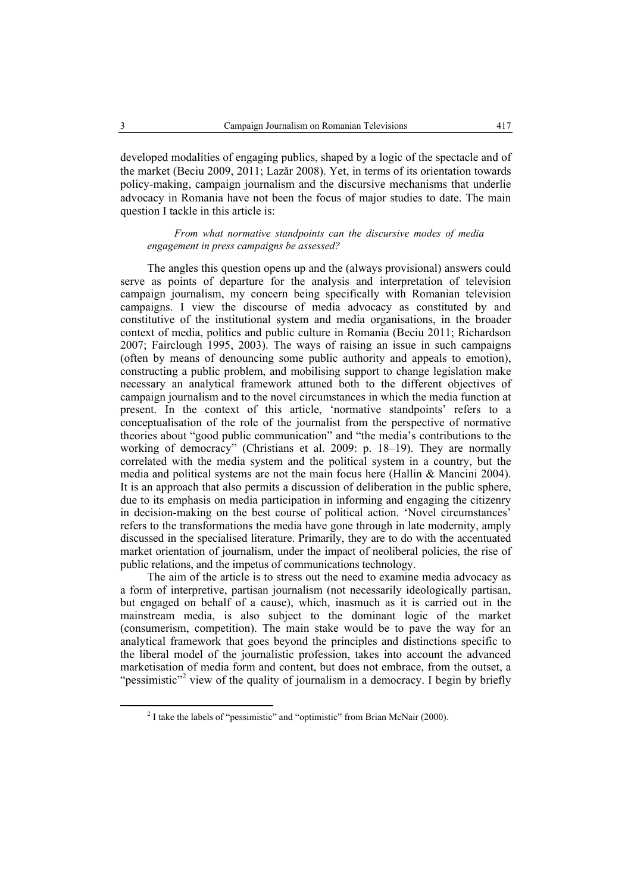developed modalities of engaging publics, shaped by a logic of the spectacle and of the market (Beciu 2009, 2011; Lazăr 2008). Yet, in terms of its orientation towards policy-making, campaign journalism and the discursive mechanisms that underlie advocacy in Romania have not been the focus of major studies to date. The main question I tackle in this article is:

> *From what normative standpoints can the discursive modes of media engagement in press campaigns be assessed?*

The angles this question opens up and the (always provisional) answers could serve as points of departure for the analysis and interpretation of television campaign journalism, my concern being specifically with Romanian television campaigns. I view the discourse of media advocacy as constituted by and constitutive of the institutional system and media organisations, in the broader context of media, politics and public culture in Romania (Beciu 2011; Richardson 2007; Fairclough 1995, 2003). The ways of raising an issue in such campaigns (often by means of denouncing some public authority and appeals to emotion), constructing a public problem, and mobilising support to change legislation make necessary an analytical framework attuned both to the different objectives of campaign journalism and to the novel circumstances in which the media function at present. In the context of this article, 'normative standpoints' refers to a conceptualisation of the role of the journalist from the perspective of normative theories about "good public communication" and "the media's contributions to the working of democracy" (Christians et al. 2009: p. 18–19). They are normally correlated with the media system and the political system in a country, but the media and political systems are not the main focus here (Hallin & Mancini 2004). It is an approach that also permits a discussion of deliberation in the public sphere, due to its emphasis on media participation in informing and engaging the citizenry in decision-making on the best course of political action. 'Novel circumstances' refers to the transformations the media have gone through in late modernity, amply discussed in the specialised literature. Primarily, they are to do with the accentuated market orientation of journalism, under the impact of neoliberal policies, the rise of public relations, and the impetus of communications technology.

The aim of the article is to stress out the need to examine media advocacy as a form of interpretive, partisan journalism (not necessarily ideologically partisan, but engaged on behalf of a cause), which, inasmuch as it is carried out in the mainstream media, is also subject to the dominant logic of the market (consumerism, competition). The main stake would be to pave the way for an analytical framework that goes beyond the principles and distinctions specific to the liberal model of the journalistic profession, takes into account the advanced marketisation of media form and content, but does not embrace, from the outset, a "pessimistic"[2] view of the quality of journalism in a democracy. I begin by briefly

[2] I take the labels of "pessimistic" and "optimistic" from Brian McNair (2000).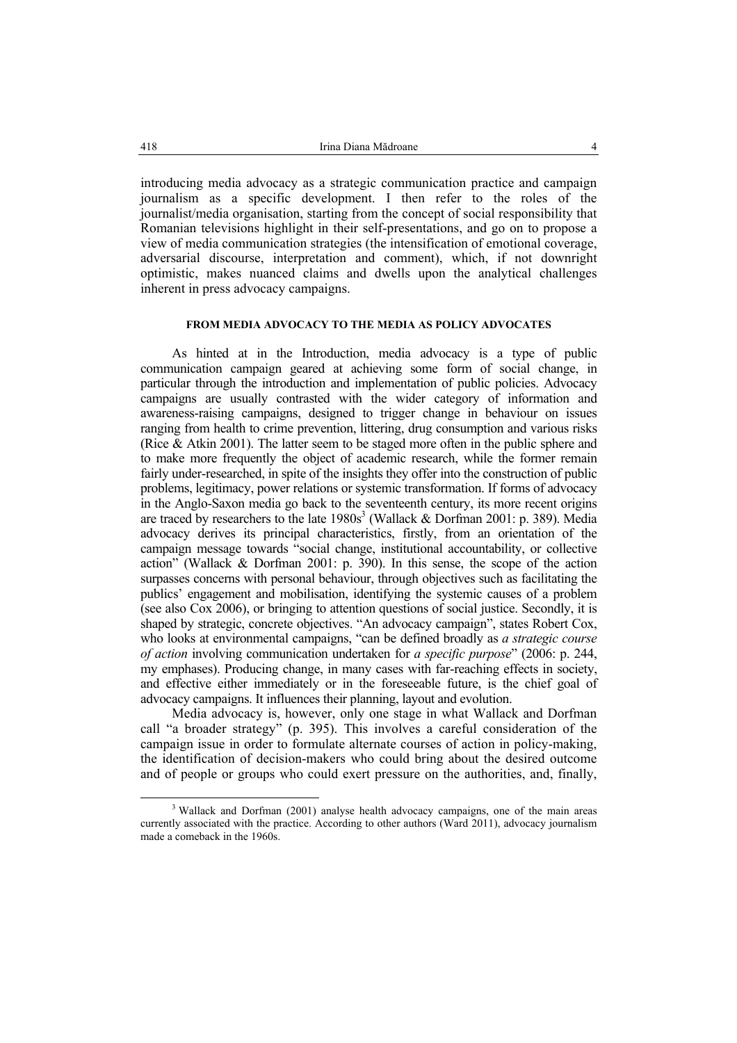introducing media advocacy as a strategic communication practice and campaign journalism as a specific development. I then refer to the roles of the journalist/media organisation, starting from the concept of social responsibility that Romanian televisions highlight in their self-presentations, and go on to propose a view of media communication strategies (the intensification of emotional coverage, adversarial discourse, interpretation and comment), which, if not downright optimistic, makes nuanced claims and dwells upon the analytical challenges inherent in press advocacy campaigns.

## FROM MEDIA ADVOCACY TO THE MEDIA AS POLICY ADVOCATES

As hinted at in the Introduction, media advocacy is a type of public communication campaign geared at achieving some form of social change, in particular through the introduction and implementation of public policies. Advocacy campaigns are usually contrasted with the wider category of information and awareness-raising campaigns, designed to trigger change in behaviour on issues ranging from health to crime prevention, littering, drug consumption and various risks (Rice & Atkin 2001). The latter seem to be staged more often in the public sphere and to make more frequently the object of academic research, while the former remain fairly under-researched, in spite of the insights they offer into the construction of public problems, legitimacy, power relations or systemic transformation. If forms of advocacy in the Anglo-Saxon media go back to the seventeenth century, its more recent origins are traced by researchers to the late 1980s[3] (Wallack & Dorfman 2001: p. 389). Media advocacy derives its principal characteristics, firstly, from an orientation of the campaign message towards "social change, institutional accountability, or collective action" (Wallack & Dorfman 2001: p. 390). In this sense, the scope of the action surpasses concerns with personal behaviour, through objectives such as facilitating the publics' engagement and mobilisation, identifying the systemic causes of a problem (see also Cox 2006), or bringing to attention questions of social justice. Secondly, it is shaped by strategic, concrete objectives. "An advocacy campaign", states Robert Cox, who looks at environmental campaigns, "can be defined broadly as *a strategic course of action* involving communication undertaken for *a specific purpose*" (2006: p. 244, my emphases). Producing change, in many cases with far-reaching effects in society, and effective either immediately or in the foreseeable future, is the chief goal of advocacy campaigns. It influences their planning, layout and evolution.

Media advocacy is, however, only one stage in what Wallack and Dorfman call "a broader strategy" (p. 395). This involves a careful consideration of the campaign issue in order to formulate alternate courses of action in policy-making, the identification of decision-makers who could bring about the desired outcome and of people or groups who could exert pressure on the authorities, and, finally,

[3] Wallack and Dorfman (2001) analyse health advocacy campaigns, one of the main areas currently associated with the practice. According to other authors (Ward 2011), advocacy journalism made a comeback in the 1960s.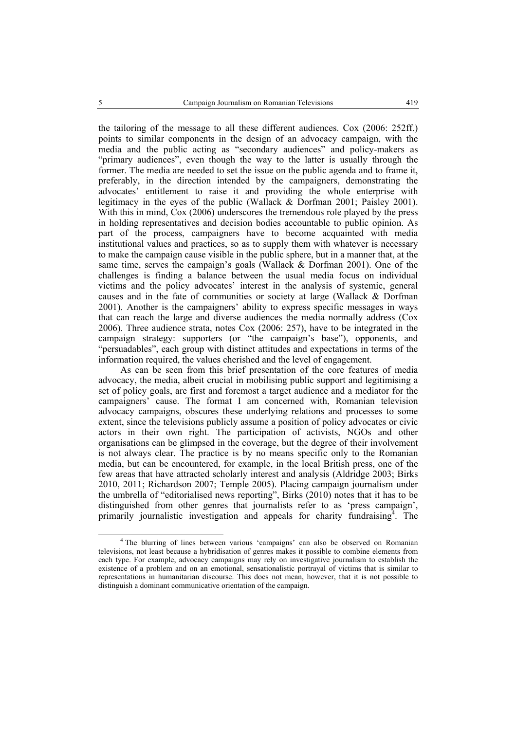the tailoring of the message to all these different audiences. Cox (2006: 252ff.) points to similar components in the design of an advocacy campaign, with the media and the public acting as "secondary audiences" and policy-makers as "primary audiences", even though the way to the latter is usually through the former. The media are needed to set the issue on the public agenda and to frame it, preferably, in the direction intended by the campaigners, demonstrating the advocates' entitlement to raise it and providing the whole enterprise with legitimacy in the eyes of the public (Wallack & Dorfman 2001; Paisley 2001). With this in mind, Cox (2006) underscores the tremendous role played by the press in holding representatives and decision bodies accountable to public opinion. As part of the process, campaigners have to become acquainted with media institutional values and practices, so as to supply them with whatever is necessary to make the campaign cause visible in the public sphere, but in a manner that, at the same time, serves the campaign's goals (Wallack & Dorfman 2001). One of the challenges is finding a balance between the usual media focus on individual victims and the policy advocates' interest in the analysis of systemic, general causes and in the fate of communities or society at large (Wallack & Dorfman 2001). Another is the campaigners' ability to express specific messages in ways that can reach the large and diverse audiences the media normally address (Cox 2006). Three audience strata, notes Cox (2006: 257), have to be integrated in the campaign strategy: supporters (or "the campaign's base"), opponents, and "persuadables", each group with distinct attitudes and expectations in terms of the information required, the values cherished and the level of engagement.

As can be seen from this brief presentation of the core features of media advocacy, the media, albeit crucial in mobilising public support and legitimising a set of policy goals, are first and foremost a target audience and a mediator for the campaigners' cause. The format I am concerned with, Romanian television advocacy campaigns, obscures these underlying relations and processes to some extent, since the televisions publicly assume a position of policy advocates or civic actors in their own right. The participation of activists, NGOs and other organisations can be glimpsed in the coverage, but the degree of their involvement is not always clear. The practice is by no means specific only to the Romanian media, but can be encountered, for example, in the local British press, one of the few areas that have attracted scholarly interest and analysis (Aldridge 2003; Birks 2010, 2011; Richardson 2007; Temple 2005). Placing campaign journalism under the umbrella of "editorialised news reporting", Birks (2010) notes that it has to be distinguished from other genres that journalists refer to as 'press campaign', primarily journalistic investigation and appeals for charity fundraising[4]. The

[4] The blurring of lines between various 'campaigns' can also be observed on Romanian televisions, not least because a hybridisation of genres makes it possible to combine elements from each type. For example, advocacy campaigns may rely on investigative journalism to establish the existence of a problem and on an emotional, sensationalistic portrayal of victims that is similar to representations in humanitarian discourse. This does not mean, however, that it is not possible to distinguish a dominant communicative orientation of the campaign.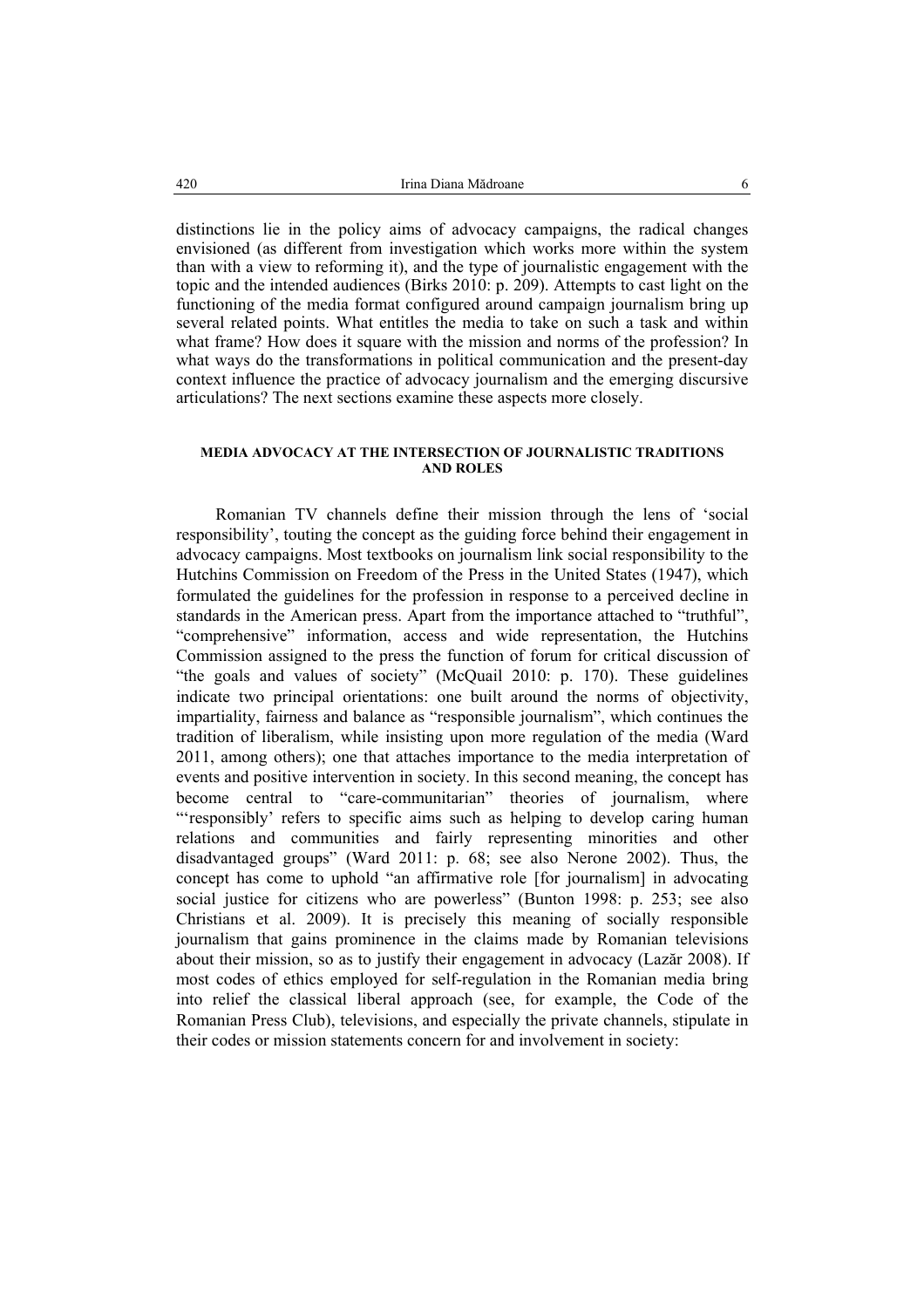distinctions lie in the policy aims of advocacy campaigns, the radical changes envisioned (as different from investigation which works more within the system than with a view to reforming it), and the type of journalistic engagement with the topic and the intended audiences (Birks 2010: p. 209). Attempts to cast light on the functioning of the media format configured around campaign journalism bring up several related points. What entitles the media to take on such a task and within what frame? How does it square with the mission and norms of the profession? In what ways do the transformations in political communication and the present-day context influence the practice of advocacy journalism and the emerging discursive articulations? The next sections examine these aspects more closely.

## MEDIA ADVOCACY AT THE INTERSECTION OF JOURNALISTIC TRADITIONS AND ROLES

Romanian TV channels define their mission through the lens of 'social responsibility', touting the concept as the guiding force behind their engagement in advocacy campaigns. Most textbooks on journalism link social responsibility to the Hutchins Commission on Freedom of the Press in the United States (1947), which formulated the guidelines for the profession in response to a perceived decline in standards in the American press. Apart from the importance attached to "truthful", "comprehensive" information, access and wide representation, the Hutchins Commission assigned to the press the function of forum for critical discussion of "the goals and values of society" (McQuail 2010: p. 170). These guidelines indicate two principal orientations: one built around the norms of objectivity, impartiality, fairness and balance as "responsible journalism", which continues the tradition of liberalism, while insisting upon more regulation of the media (Ward 2011, among others); one that attaches importance to the media interpretation of events and positive intervention in society. In this second meaning, the concept has become central to "care-communitarian" theories of journalism, where "'responsibly' refers to specific aims such as helping to develop caring human relations and communities and fairly representing minorities and other disadvantaged groups" (Ward 2011: p. 68; see also Nerone 2002). Thus, the concept has come to uphold "an affirmative role [for journalism] in advocating social justice for citizens who are powerless" (Bunton 1998: p. 253; see also Christians et al. 2009). It is precisely this meaning of socially responsible journalism that gains prominence in the claims made by Romanian televisions about their mission, so as to justify their engagement in advocacy (Lazăr 2008). If most codes of ethics employed for self-regulation in the Romanian media bring into relief the classical liberal approach (see, for example, the Code of the Romanian Press Club), televisions, and especially the private channels, stipulate in their codes or mission statements concern for and involvement in society: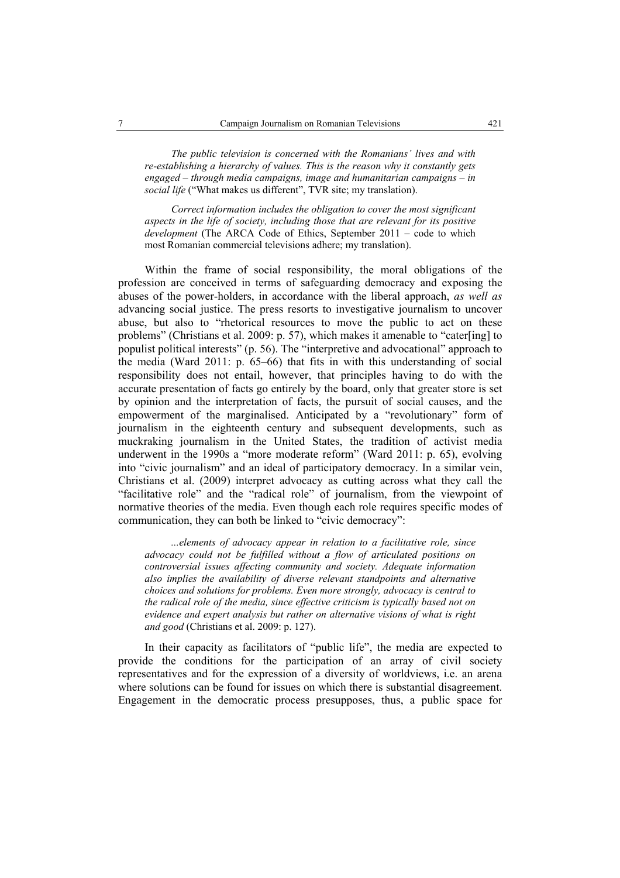*The public television is concerned with the Romanians' lives and with re-establishing a hierarchy of values. This is the reason why it constantly gets engaged – through media campaigns, image and humanitarian campaigns – in social life* ("What makes us different", TVR site; my translation).

*Correct information includes the obligation to cover the most significant aspects in the life of society, including those that are relevant for its positive development* (The ARCA Code of Ethics, September 2011 – code to which most Romanian commercial televisions adhere; my translation).

Within the frame of social responsibility, the moral obligations of the profession are conceived in terms of safeguarding democracy and exposing the abuses of the power-holders, in accordance with the liberal approach, *as well as* advancing social justice. The press resorts to investigative journalism to uncover abuse, but also to "rhetorical resources to move the public to act on these problems" (Christians et al. 2009: p. 57), which makes it amenable to "cater[ing] to populist political interests" (p. 56). The "interpretive and advocational" approach to the media (Ward 2011: p. 65–66) that fits in with this understanding of social responsibility does not entail, however, that principles having to do with the accurate presentation of facts go entirely by the board, only that greater store is set by opinion and the interpretation of facts, the pursuit of social causes, and the empowerment of the marginalised. Anticipated by a "revolutionary" form of journalism in the eighteenth century and subsequent developments, such as muckraking journalism in the United States, the tradition of activist media underwent in the 1990s a "more moderate reform" (Ward 2011: p. 65), evolving into "civic journalism" and an ideal of participatory democracy. In a similar vein, Christians et al. (2009) interpret advocacy as cutting across what they call the "facilitative role" and the "radical role" of journalism, from the viewpoint of normative theories of the media. Even though each role requires specific modes of communication, they can both be linked to "civic democracy":

*...elements of advocacy appear in relation to a facilitative role, since advocacy could not be fulfilled without a flow of articulated positions on controversial issues affecting community and society. Adequate information also implies the availability of diverse relevant standpoints and alternative choices and solutions for problems. Even more strongly, advocacy is central to the radical role of the media, since effective criticism is typically based not on evidence and expert analysis but rather on alternative visions of what is right and good* (Christians et al. 2009: p. 127).

In their capacity as facilitators of "public life", the media are expected to provide the conditions for the participation of an array of civil society representatives and for the expression of a diversity of worldviews, i.e. an arena where solutions can be found for issues on which there is substantial disagreement. Engagement in the democratic process presupposes, thus, a public space for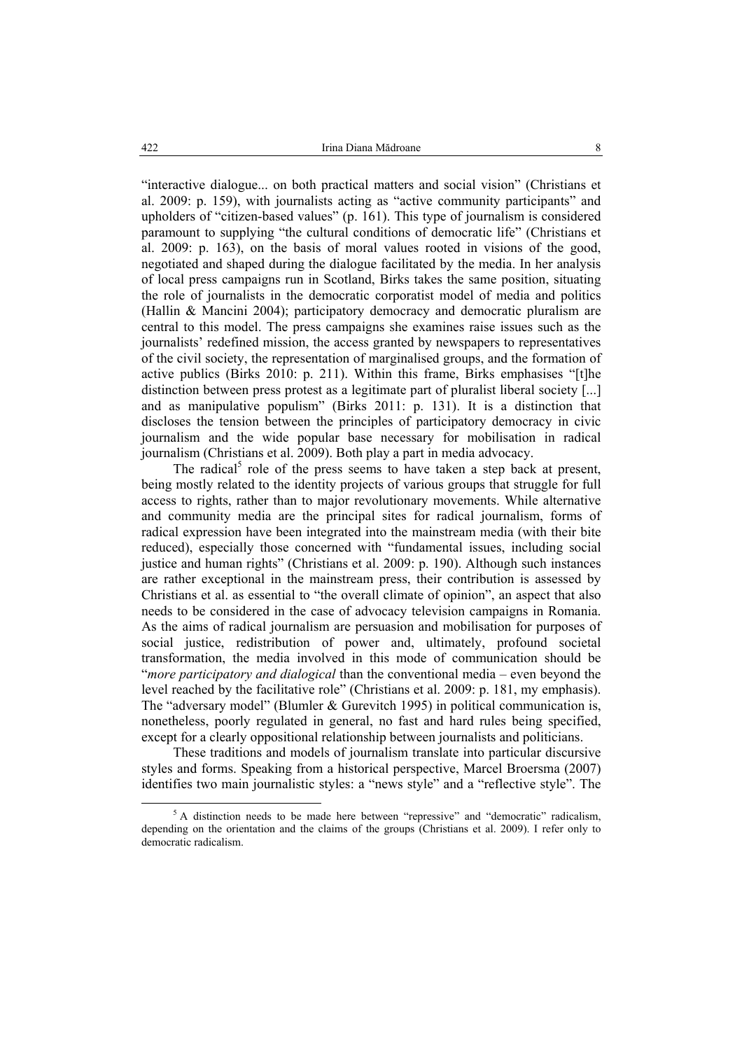"interactive dialogue... on both practical matters and social vision" (Christians et al. 2009: p. 159), with journalists acting as "active community participants" and upholders of "citizen-based values" (p. 161). This type of journalism is considered paramount to supplying "the cultural conditions of democratic life" (Christians et al. 2009: p. 163), on the basis of moral values rooted in visions of the good, negotiated and shaped during the dialogue facilitated by the media. In her analysis of local press campaigns run in Scotland, Birks takes the same position, situating the role of journalists in the democratic corporatist model of media and politics (Hallin & Mancini 2004); participatory democracy and democratic pluralism are central to this model. The press campaigns she examines raise issues such as the journalists' redefined mission, the access granted by newspapers to representatives of the civil society, the representation of marginalised groups, and the formation of active publics (Birks 2010: p. 211). Within this frame, Birks emphasises "[t]he distinction between press protest as a legitimate part of pluralist liberal society [...] and as manipulative populism" (Birks 2011: p. 131). It is a distinction that discloses the tension between the principles of participatory democracy in civic journalism and the wide popular base necessary for mobilisation in radical journalism (Christians et al. 2009). Both play a part in media advocacy.

The radical[5] role of the press seems to have taken a step back at present, being mostly related to the identity projects of various groups that struggle for full access to rights, rather than to major revolutionary movements. While alternative and community media are the principal sites for radical journalism, forms of radical expression have been integrated into the mainstream media (with their bite reduced), especially those concerned with "fundamental issues, including social justice and human rights" (Christians et al. 2009: p. 190). Although such instances are rather exceptional in the mainstream press, their contribution is assessed by Christians et al. as essential to "the overall climate of opinion", an aspect that also needs to be considered in the case of advocacy television campaigns in Romania. As the aims of radical journalism are persuasion and mobilisation for purposes of social justice, redistribution of power and, ultimately, profound societal transformation, the media involved in this mode of communication should be "*more participatory and dialogical* than the conventional media – even beyond the level reached by the facilitative role" (Christians et al. 2009: p. 181, my emphasis). The "adversary model" (Blumler & Gurevitch 1995) in political communication is, nonetheless, poorly regulated in general, no fast and hard rules being specified, except for a clearly oppositional relationship between journalists and politicians.

These traditions and models of journalism translate into particular discursive styles and forms. Speaking from a historical perspective, Marcel Broersma (2007) identifies two main journalistic styles: a "news style" and a "reflective style". The

---

[5] A distinction needs to be made here between "repressive" and "democratic" radicalism, depending on the orientation and the claims of the groups (Christians et al. 2009). I refer only to democratic radicalism.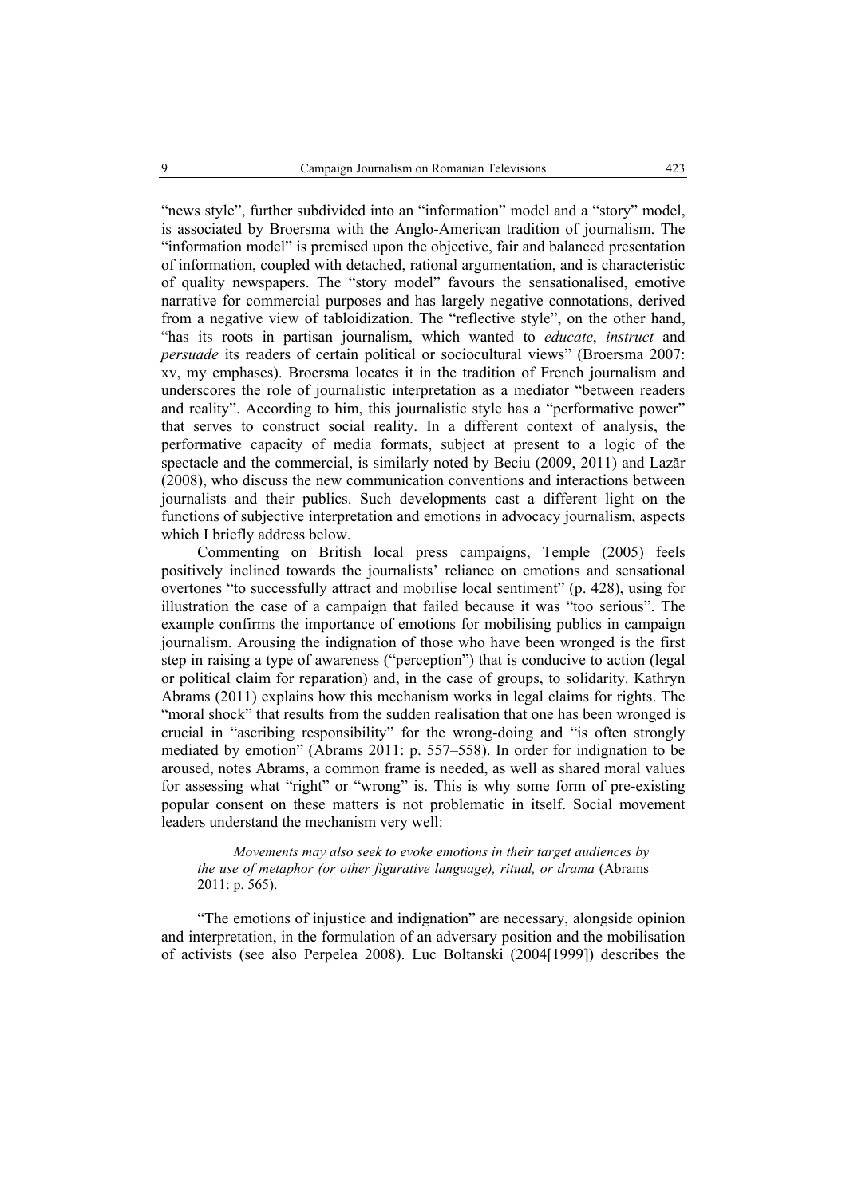"news style", further subdivided into an "information" model and a "story" model, is associated by Broersma with the Anglo-American tradition of journalism. The "information model" is premised upon the objective, fair and balanced presentation of information, coupled with detached, rational argumentation, and is characteristic of quality newspapers. The "story model" favours the sensationalised, emotive narrative for commercial purposes and has largely negative connotations, derived from a negative view of tabloidization. The "reflective style", on the other hand, "has its roots in partisan journalism, which wanted to *educate*, *instruct* and *persuade* its readers of certain political or sociocultural views" (Broersma 2007: xv, my emphases). Broersma locates it in the tradition of French journalism and underscores the role of journalistic interpretation as a mediator "between readers and reality". According to him, this journalistic style has a "performative power" that serves to construct social reality. In a different context of analysis, the performative capacity of media formats, subject at present to a logic of the spectacle and the commercial, is similarly noted by Beciu (2009, 2011) and Lazăr (2008), who discuss the new communication conventions and interactions between journalists and their publics. Such developments cast a different light on the functions of subjective interpretation and emotions in advocacy journalism, aspects which I briefly address below.

Commenting on British local press campaigns, Temple (2005) feels positively inclined towards the journalists' reliance on emotions and sensational overtones "to successfully attract and mobilise local sentiment" (p. 428), using for illustration the case of a campaign that failed because it was "too serious". The example confirms the importance of emotions for mobilising publics in campaign journalism. Arousing the indignation of those who have been wronged is the first step in raising a type of awareness ("perception") that is conducive to action (legal or political claim for reparation) and, in the case of groups, to solidarity. Kathryn Abrams (2011) explains how this mechanism works in legal claims for rights. The "moral shock" that results from the sudden realisation that one has been wronged is crucial in "ascribing responsibility" for the wrong-doing and "is often strongly mediated by emotion" (Abrams 2011: p. 557–558). In order for indignation to be aroused, notes Abrams, a common frame is needed, as well as shared moral values for assessing what "right" or "wrong" is. This is why some form of pre-existing popular consent on these matters is not problematic in itself. Social movement leaders understand the mechanism very well:

> *Movements may also seek to evoke emotions in their target audiences by the use of metaphor (or other figurative language), ritual, or drama* (Abrams 2011: p. 565).

"The emotions of injustice and indignation" are necessary, alongside opinion and interpretation, in the formulation of an adversary position and the mobilisation of activists (see also Perpelea 2008). Luc Boltanski (2004[1999]) describes the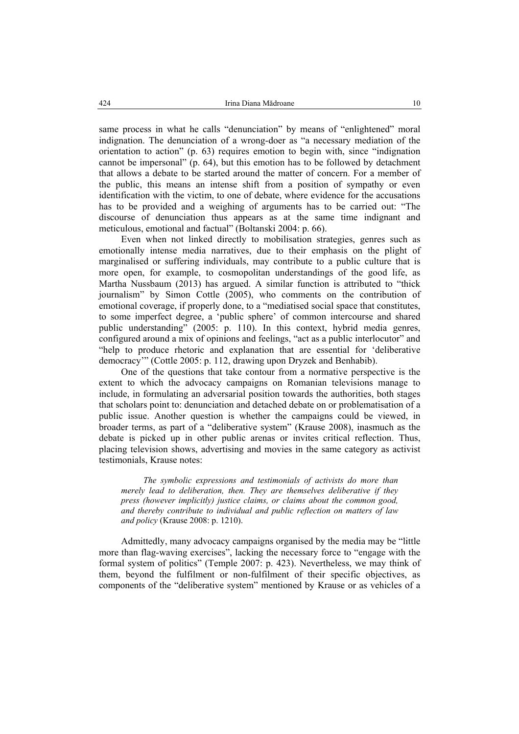same process in what he calls "denunciation" by means of "enlightened" moral indignation. The denunciation of a wrong-doer as "a necessary mediation of the orientation to action" (p. 63) requires emotion to begin with, since "indignation cannot be impersonal" (p. 64), but this emotion has to be followed by detachment that allows a debate to be started around the matter of concern. For a member of the public, this means an intense shift from a position of sympathy or even identification with the victim, to one of debate, where evidence for the accusations has to be provided and a weighing of arguments has to be carried out: "The discourse of denunciation thus appears as at the same time indignant and meticulous, emotional and factual" (Boltanski 2004: p. 66).

Even when not linked directly to mobilisation strategies, genres such as emotionally intense media narratives, due to their emphasis on the plight of marginalised or suffering individuals, may contribute to a public culture that is more open, for example, to cosmopolitan understandings of the good life, as Martha Nussbaum (2013) has argued. A similar function is attributed to "thick journalism" by Simon Cottle (2005), who comments on the contribution of emotional coverage, if properly done, to a "mediatised social space that constitutes, to some imperfect degree, a 'public sphere' of common intercourse and shared public understanding" (2005: p. 110). In this context, hybrid media genres, configured around a mix of opinions and feelings, "act as a public interlocutor" and "help to produce rhetoric and explanation that are essential for 'deliberative democracy'" (Cottle 2005: p. 112, drawing upon Dryzek and Benhabib).

One of the questions that take contour from a normative perspective is the extent to which the advocacy campaigns on Romanian televisions manage to include, in formulating an adversarial position towards the authorities, both stages that scholars point to: denunciation and detached debate on or problematisation of a public issue. Another question is whether the campaigns could be viewed, in broader terms, as part of a "deliberative system" (Krause 2008), inasmuch as the debate is picked up in other public arenas or invites critical reflection. Thus, placing television shows, advertising and movies in the same category as activist testimonials, Krause notes:

> *The symbolic expressions and testimonials of activists do more than merely lead to deliberation, then. They are themselves deliberative if they press (however implicitly) justice claims, or claims about the common good, and thereby contribute to individual and public reflection on matters of law and policy* (Krause 2008: p. 1210).

Admittedly, many advocacy campaigns organised by the media may be "little more than flag-waving exercises", lacking the necessary force to "engage with the formal system of politics" (Temple 2007: p. 423). Nevertheless, we may think of them, beyond the fulfilment or non-fulfilment of their specific objectives, as components of the "deliberative system" mentioned by Krause or as vehicles of a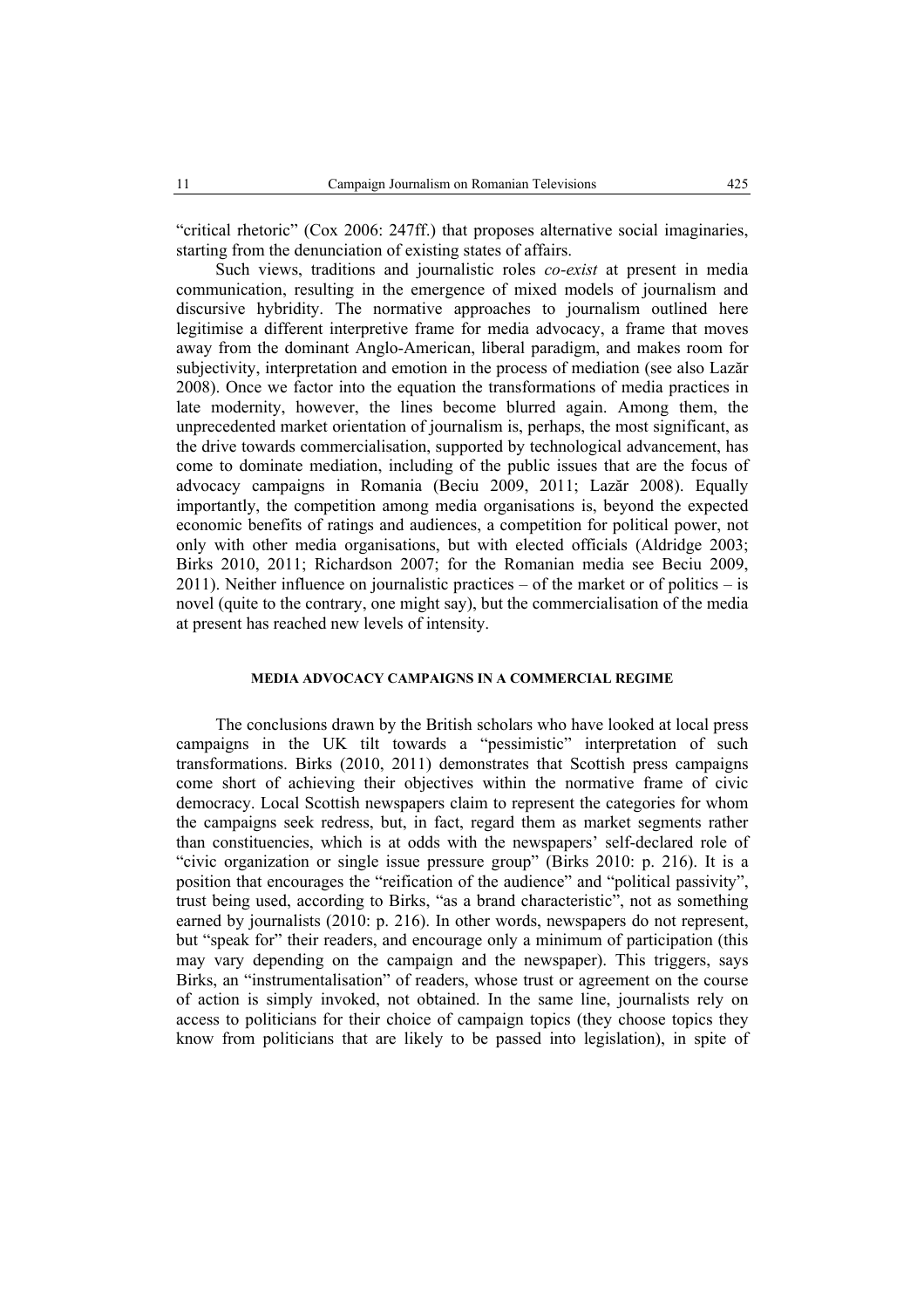"critical rhetoric" (Cox 2006: 247ff.) that proposes alternative social imaginaries, starting from the denunciation of existing states of affairs.

Such views, traditions and journalistic roles *co-exist* at present in media communication, resulting in the emergence of mixed models of journalism and discursive hybridity. The normative approaches to journalism outlined here legitimise a different interpretive frame for media advocacy, a frame that moves away from the dominant Anglo-American, liberal paradigm, and makes room for subjectivity, interpretation and emotion in the process of mediation (see also Lazăr 2008). Once we factor into the equation the transformations of media practices in late modernity, however, the lines become blurred again. Among them, the unprecedented market orientation of journalism is, perhaps, the most significant, as the drive towards commercialisation, supported by technological advancement, has come to dominate mediation, including of the public issues that are the focus of advocacy campaigns in Romania (Beciu 2009, 2011; Lazăr 2008). Equally importantly, the competition among media organisations is, beyond the expected economic benefits of ratings and audiences, a competition for political power, not only with other media organisations, but with elected officials (Aldridge 2003; Birks 2010, 2011; Richardson 2007; for the Romanian media see Beciu 2009, 2011). Neither influence on journalistic practices – of the market or of politics – is novel (quite to the contrary, one might say), but the commercialisation of the media at present has reached new levels of intensity.

## MEDIA ADVOCACY CAMPAIGNS IN A COMMERCIAL REGIME

The conclusions drawn by the British scholars who have looked at local press campaigns in the UK tilt towards a "pessimistic" interpretation of such transformations. Birks (2010, 2011) demonstrates that Scottish press campaigns come short of achieving their objectives within the normative frame of civic democracy. Local Scottish newspapers claim to represent the categories for whom the campaigns seek redress, but, in fact, regard them as market segments rather than constituencies, which is at odds with the newspapers' self-declared role of "civic organization or single issue pressure group" (Birks 2010: p. 216). It is a position that encourages the "reification of the audience" and "political passivity", trust being used, according to Birks, "as a brand characteristic", not as something earned by journalists (2010: p. 216). In other words, newspapers do not represent, but "speak for" their readers, and encourage only a minimum of participation (this may vary depending on the campaign and the newspaper). This triggers, says Birks, an "instrumentalisation" of readers, whose trust or agreement on the course of action is simply invoked, not obtained. In the same line, journalists rely on access to politicians for their choice of campaign topics (they choose topics they know from politicians that are likely to be passed into legislation), in spite of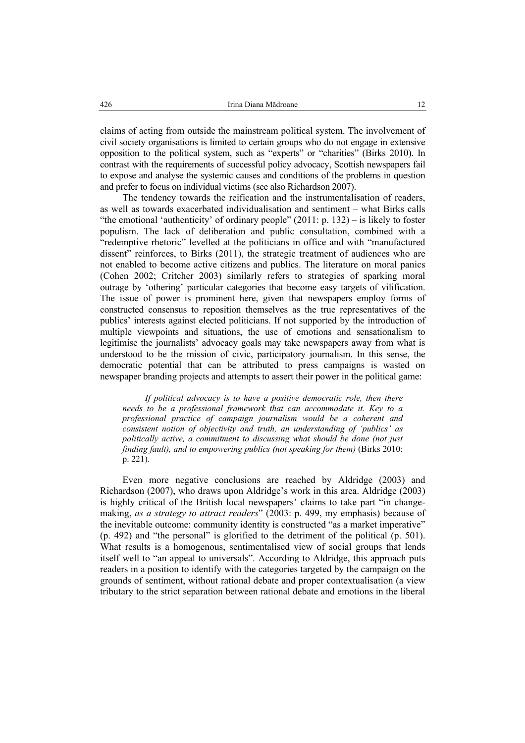claims of acting from outside the mainstream political system. The involvement of civil society organisations is limited to certain groups who do not engage in extensive opposition to the political system, such as "experts" or "charities" (Birks 2010). In contrast with the requirements of successful policy advocacy, Scottish newspapers fail to expose and analyse the systemic causes and conditions of the problems in question and prefer to focus on individual victims (see also Richardson 2007).

The tendency towards the reification and the instrumentalisation of readers, as well as towards exacerbated individualisation and sentiment – what Birks calls "the emotional 'authenticity' of ordinary people" (2011: p. 132) – is likely to foster populism. The lack of deliberation and public consultation, combined with a "redemptive rhetoric" levelled at the politicians in office and with "manufactured dissent" reinforces, to Birks (2011), the strategic treatment of audiences who are not enabled to become active citizens and publics. The literature on moral panics (Cohen 2002; Critcher 2003) similarly refers to strategies of sparking moral outrage by 'othering' particular categories that become easy targets of vilification. The issue of power is prominent here, given that newspapers employ forms of constructed consensus to reposition themselves as the true representatives of the publics' interests against elected politicians. If not supported by the introduction of multiple viewpoints and situations, the use of emotions and sensationalism to legitimise the journalists' advocacy goals may take newspapers away from what is understood to be the mission of civic, participatory journalism. In this sense, the democratic potential that can be attributed to press campaigns is wasted on newspaper branding projects and attempts to assert their power in the political game:

> *If political advocacy is to have a positive democratic role, then there needs to be a professional framework that can accommodate it. Key to a professional practice of campaign journalism would be a coherent and consistent notion of objectivity and truth, an understanding of 'publics' as politically active, a commitment to discussing what should be done (not just finding fault), and to empowering publics (not speaking for them)* (Birks 2010: p. 221).

Even more negative conclusions are reached by Aldridge (2003) and Richardson (2007), who draws upon Aldridge's work in this area. Aldridge (2003) is highly critical of the British local newspapers' claims to take part "in change-making, *as a strategy to attract readers*" (2003: p. 499, my emphasis) because of the inevitable outcome: community identity is constructed "as a market imperative" (p. 492) and "the personal" is glorified to the detriment of the political (p. 501). What results is a homogenous, sentimentalised view of social groups that lends itself well to "an appeal to universals". According to Aldridge, this approach puts readers in a position to identify with the categories targeted by the campaign on the grounds of sentiment, without rational debate and proper contextualisation (a view tributary to the strict separation between rational debate and emotions in the liberal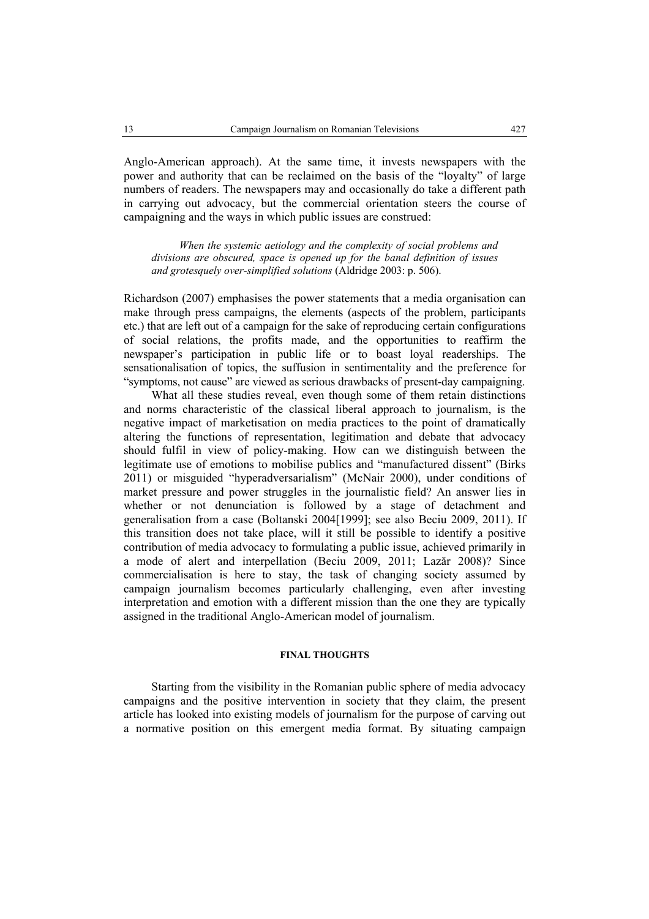Anglo-American approach). At the same time, it invests newspapers with the power and authority that can be reclaimed on the basis of the "loyalty" of large numbers of readers. The newspapers may and occasionally do take a different path in carrying out advocacy, but the commercial orientation steers the course of campaigning and the ways in which public issues are construed:

> *When the systemic aetiology and the complexity of social problems and divisions are obscured, space is opened up for the banal definition of issues and grotesquely over-simplified solutions* (Aldridge 2003: p. 506).

Richardson (2007) emphasises the power statements that a media organisation can make through press campaigns, the elements (aspects of the problem, participants etc.) that are left out of a campaign for the sake of reproducing certain configurations of social relations, the profits made, and the opportunities to reaffirm the newspaper's participation in public life or to boast loyal readerships. The sensationalisation of topics, the suffusion in sentimentality and the preference for "symptoms, not cause" are viewed as serious drawbacks of present-day campaigning.

What all these studies reveal, even though some of them retain distinctions and norms characteristic of the classical liberal approach to journalism, is the negative impact of marketisation on media practices to the point of dramatically altering the functions of representation, legitimation and debate that advocacy should fulfil in view of policy-making. How can we distinguish between the legitimate use of emotions to mobilise publics and "manufactured dissent" (Birks 2011) or misguided "hyperadversarialism" (McNair 2000), under conditions of market pressure and power struggles in the journalistic field? An answer lies in whether or not denunciation is followed by a stage of detachment and generalisation from a case (Boltanski 2004[1999]; see also Beciu 2009, 2011). If this transition does not take place, will it still be possible to identify a positive contribution of media advocacy to formulating a public issue, achieved primarily in a mode of alert and interpellation (Beciu 2009, 2011; Lazăr 2008)? Since commercialisation is here to stay, the task of changing society assumed by campaign journalism becomes particularly challenging, even after investing interpretation and emotion with a different mission than the one they are typically assigned in the traditional Anglo-American model of journalism.

## FINAL THOUGHTS

Starting from the visibility in the Romanian public sphere of media advocacy campaigns and the positive intervention in society that they claim, the present article has looked into existing models of journalism for the purpose of carving out a normative position on this emergent media format. By situating campaign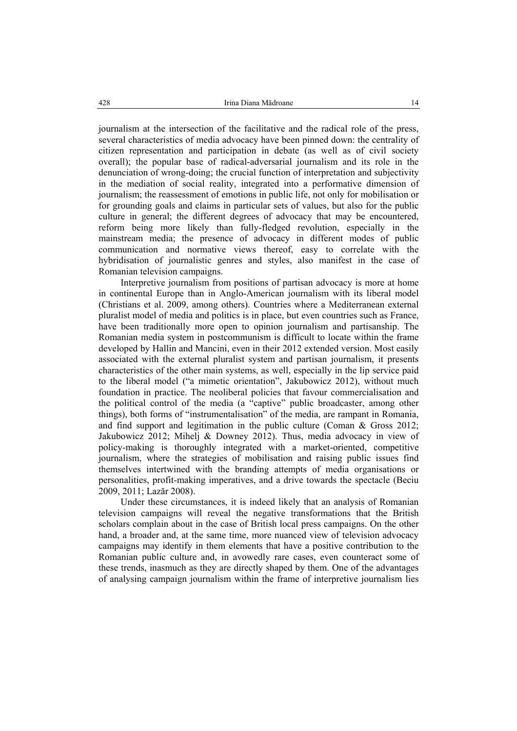journalism at the intersection of the facilitative and the radical role of the press, several characteristics of media advocacy have been pinned down: the centrality of citizen representation and participation in debate (as well as of civil society overall); the popular base of radical-adversarial journalism and its role in the denunciation of wrong-doing; the crucial function of interpretation and subjectivity in the mediation of social reality, integrated into a performative dimension of journalism; the reassessment of emotions in public life, not only for mobilisation or for grounding goals and claims in particular sets of values, but also for the public culture in general; the different degrees of advocacy that may be encountered, reform being more likely than fully-fledged revolution, especially in the mainstream media; the presence of advocacy in different modes of public communication and normative views thereof, easy to correlate with the hybridisation of journalistic genres and styles, also manifest in the case of Romanian television campaigns.

Interpretive journalism from positions of partisan advocacy is more at home in continental Europe than in Anglo-American journalism with its liberal model (Christians et al. 2009, among others). Countries where a Mediterranean external pluralist model of media and politics is in place, but even countries such as France, have been traditionally more open to opinion journalism and partisanship. The Romanian media system in postcommunism is difficult to locate within the frame developed by Hallin and Mancini, even in their 2012 extended version. Most easily associated with the external pluralist system and partisan journalism, it presents characteristics of the other main systems, as well, especially in the lip service paid to the liberal model ("a mimetic orientation", Jakubowicz 2012), without much foundation in practice. The neoliberal policies that favour commercialisation and the political control of the media (a "captive" public broadcaster, among other things), both forms of "instrumentalisation" of the media, are rampant in Romania, and find support and legitimation in the public culture (Coman & Gross 2012; Jakubowicz 2012; Mihelj & Downey 2012). Thus, media advocacy in view of policy-making is thoroughly integrated with a market-oriented, competitive journalism, where the strategies of mobilisation and raising public issues find themselves intertwined with the branding attempts of media organisations or personalities, profit-making imperatives, and a drive towards the spectacle (Beciu 2009, 2011; Lazăr 2008).

Under these circumstances, it is indeed likely that an analysis of Romanian television campaigns will reveal the negative transformations that the British scholars complain about in the case of British local press campaigns. On the other hand, a broader and, at the same time, more nuanced view of television advocacy campaigns may identify in them elements that have a positive contribution to the Romanian public culture and, in avowedly rare cases, even counteract some of these trends, inasmuch as they are directly shaped by them. One of the advantages of analysing campaign journalism within the frame of interpretive journalism lies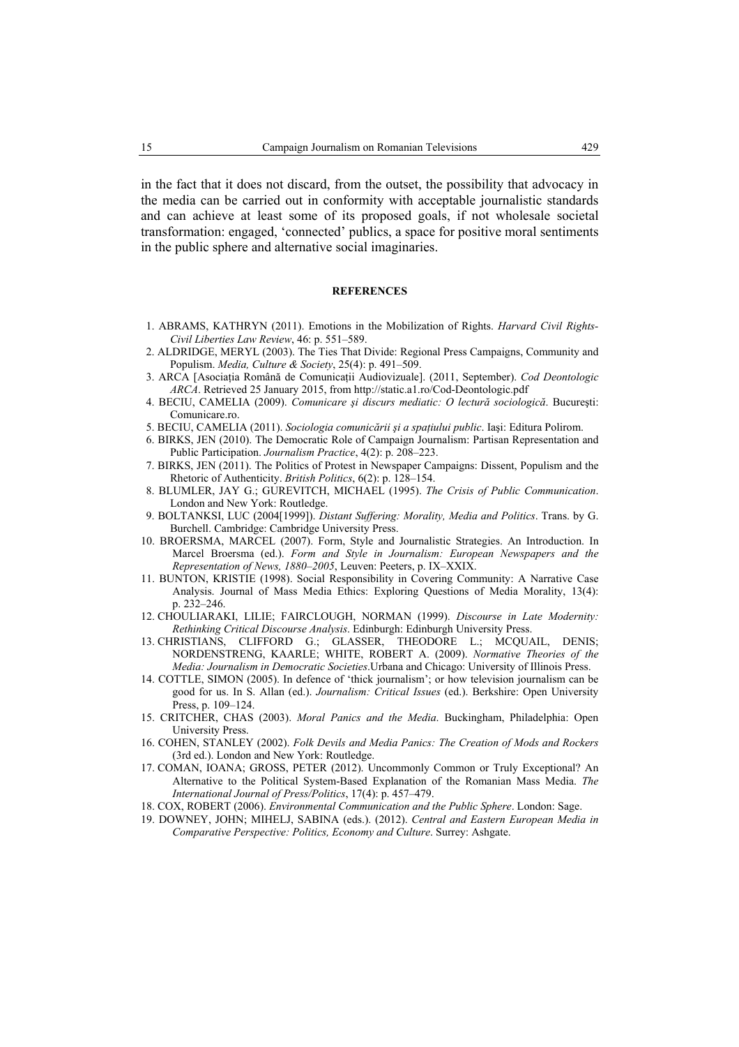in the fact that it does not discard, from the outset, the possibility that advocacy in the media can be carried out in conformity with acceptable journalistic standards and can achieve at least some of its proposed goals, if not wholesale societal transformation: engaged, 'connected' publics, a space for positive moral sentiments in the public sphere and alternative social imaginaries.

## REFERENCES

1. ABRAMS, KATHRYN (2011). Emotions in the Mobilization of Rights. *Harvard Civil Rights-Civil Liberties Law Review*, 46: p. 551–589.
2. ALDRIDGE, MERYL (2003). The Ties That Divide: Regional Press Campaigns, Community and Populism. *Media, Culture & Society*, 25(4): p. 491–509.
3. ARCA [Asociația Română de Comunicații Audiovizuale]. (2011, September). *Cod Deontologic ARCA*. Retrieved 25 January 2015, from http://static.a1.ro/Cod-Deontologic.pdf
4. BECIU, CAMELIA (2009). *Comunicare și discurs mediatic: O lectură sociologică*. București: Comunicare.ro.
5. BECIU, CAMELIA (2011). *Sociologia comunicării și a spațiului public*. Iași: Editura Polirom.
6. BIRKS, JEN (2010). The Democratic Role of Campaign Journalism: Partisan Representation and Public Participation. *Journalism Practice*, 4(2): p. 208–223.
7. BIRKS, JEN (2011). The Politics of Protest in Newspaper Campaigns: Dissent, Populism and the Rhetoric of Authenticity. *British Politics*, 6(2): p. 128–154.
8. BLUMLER, JAY G.; GUREVITCH, MICHAEL (1995). *The Crisis of Public Communication*. London and New York: Routledge.
9. BOLTANKSI, LUC (2004[1999]). *Distant Suffering: Morality, Media and Politics*. Trans. by G. Burchell. Cambridge: Cambridge University Press.
10. BROERSMA, MARCEL (2007). Form, Style and Journalistic Strategies. An Introduction. In Marcel Broersma (ed.). *Form and Style in Journalism: European Newspapers and the Representation of News, 1880–2005*, Leuven: Peeters, p. IX–XXIX.
11. BUNTON, KRISTIE (1998). Social Responsibility in Covering Community: A Narrative Case Analysis. Journal of Mass Media Ethics: Exploring Questions of Media Morality, 13(4): p. 232–246.
12. CHOULIARAKI, LILIE; FAIRCLOUGH, NORMAN (1999). *Discourse in Late Modernity: Rethinking Critical Discourse Analysis*. Edinburgh: Edinburgh University Press.
13. CHRISTIANS, CLIFFORD G.; GLASSER, THEODORE L.; MCQUAIL, DENIS; NORDENSTRENG, KAARLE; WHITE, ROBERT A. (2009). *Normative Theories of the Media: Journalism in Democratic Societies*.Urbana and Chicago: University of Illinois Press.
14. COTTLE, SIMON (2005). In defence of 'thick journalism'; or how television journalism can be good for us. In S. Allan (ed.). *Journalism: Critical Issues* (ed.). Berkshire: Open University Press, p. 109–124.
15. CRITCHER, CHAS (2003). *Moral Panics and the Media*. Buckingham, Philadelphia: Open University Press.
16. COHEN, STANLEY (2002). *Folk Devils and Media Panics: The Creation of Mods and Rockers* (3rd ed.). London and New York: Routledge.
17. COMAN, IOANA; GROSS, PETER (2012). Uncommonly Common or Truly Exceptional? An Alternative to the Political System-Based Explanation of the Romanian Mass Media. *The International Journal of Press/Politics*, 17(4): p. 457–479.
18. COX, ROBERT (2006). *Environmental Communication and the Public Sphere*. London: Sage.
19. DOWNEY, JOHN; MIHELJ, SABINA (eds.). (2012). *Central and Eastern European Media in Comparative Perspective: Politics, Economy and Culture*. Surrey: Ashgate.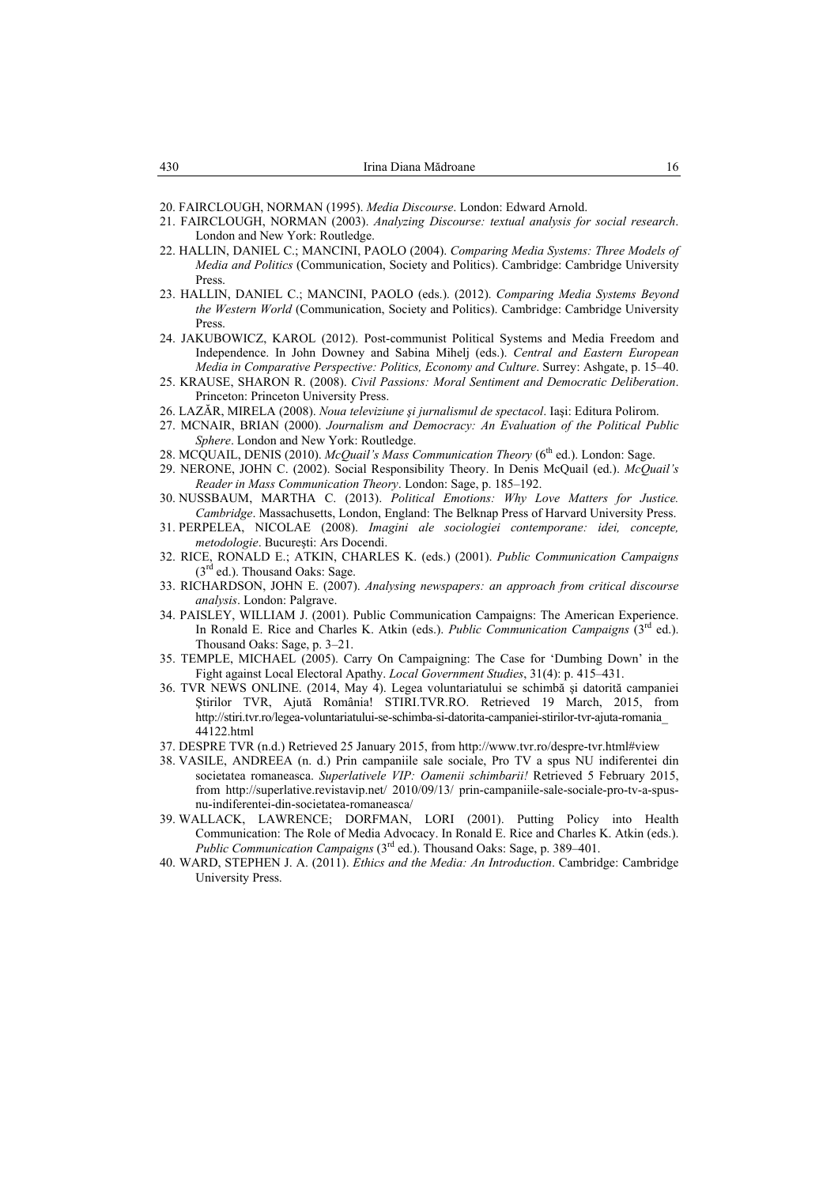20. FAIRCLOUGH, NORMAN (1995). *Media Discourse*. London: Edward Arnold.
21. FAIRCLOUGH, NORMAN (2003). *Analyzing Discourse: textual analysis for social research*. London and New York: Routledge.
22. HALLIN, DANIEL C.; MANCINI, PAOLO (2004). *Comparing Media Systems: Three Models of Media and Politics* (Communication, Society and Politics). Cambridge: Cambridge University Press.
23. HALLIN, DANIEL C.; MANCINI, PAOLO (eds.). (2012). *Comparing Media Systems Beyond the Western World* (Communication, Society and Politics). Cambridge: Cambridge University Press.
24. JAKUBOWICZ, KAROL (2012). Post-communist Political Systems and Media Freedom and Independence. In John Downey and Sabina Mihelj (eds.). *Central and Eastern European Media in Comparative Perspective: Politics, Economy and Culture*. Surrey: Ashgate, p. 15–40.
25. KRAUSE, SHARON R. (2008). *Civil Passions: Moral Sentiment and Democratic Deliberation*. Princeton: Princeton University Press.
26. LAZĂR, MIRELA (2008). *Noua televiziune şi jurnalismul de spectacol*. Iaşi: Editura Polirom.
27. MCNAIR, BRIAN (2000). *Journalism and Democracy: An Evaluation of the Political Public Sphere*. London and New York: Routledge.
28. MCQUAIL, DENIS (2010). *McQuail's Mass Communication Theory* (6th ed.). London: Sage.
29. NERONE, JOHN C. (2002). Social Responsibility Theory. In Denis McQuail (ed.). *McQuail's Reader in Mass Communication Theory*. London: Sage, p. 185–192.
30. NUSSBAUM, MARTHA C. (2013). *Political Emotions: Why Love Matters for Justice. Cambridge*. Massachusetts, London, England: The Belknap Press of Harvard University Press.
31. PERPELEA, NICOLAE (2008). *Imagini ale sociologiei contemporane: idei, concepte, metodologie*. Bucureşti: Ars Docendi.
32. RICE, RONALD E.; ATKIN, CHARLES K. (eds.) (2001). *Public Communication Campaigns* (3rd ed.). Thousand Oaks: Sage.
33. RICHARDSON, JOHN E. (2007). *Analysing newspapers: an approach from critical discourse analysis*. London: Palgrave.
34. PAISLEY, WILLIAM J. (2001). Public Communication Campaigns: The American Experience. In Ronald E. Rice and Charles K. Atkin (eds.). *Public Communication Campaigns* (3rd ed.). Thousand Oaks: Sage, p. 3–21.
35. TEMPLE, MICHAEL (2005). Carry On Campaigning: The Case for 'Dumbing Down' in the Fight against Local Electoral Apathy. *Local Government Studies*, 31(4): p. 415–431.
36. TVR NEWS ONLINE. (2014, May 4). Legea voluntariatului se schimbă şi datorită campaniei Ştirilor TVR, Ajută România! STIRI.TVR.RO. Retrieved 19 March, 2015, from http://stiri.tvr.ro/legea-voluntariatului-se-schimba-si-datorita-campaniei-stirilor-tvr-ajuta-romania_44122.html
37. DESPRE TVR (n.d.) Retrieved 25 January 2015, from http://www.tvr.ro/despre-tvr.html#view
38. VASILE, ANDREEA (n. d.) Prin campaniile sale sociale, Pro TV a spus NU indiferentei din societatea romaneasca. *Superlativele VIP: Oamenii schimbarii!* Retrieved 5 February 2015, from http://superlative.revistavip.net/ 2010/09/13/ prin-campaniile-sale-sociale-pro-tv-a-spus-nu-indiferentei-din-societatea-romaneasca/
39. WALLACK, LAWRENCE; DORFMAN, LORI (2001). Putting Policy into Health Communication: The Role of Media Advocacy. In Ronald E. Rice and Charles K. Atkin (eds.). *Public Communication Campaigns* (3rd ed.). Thousand Oaks: Sage, p. 389–401.
40. WARD, STEPHEN J. A. (2011). *Ethics and the Media: An Introduction*. Cambridge: Cambridge University Press.